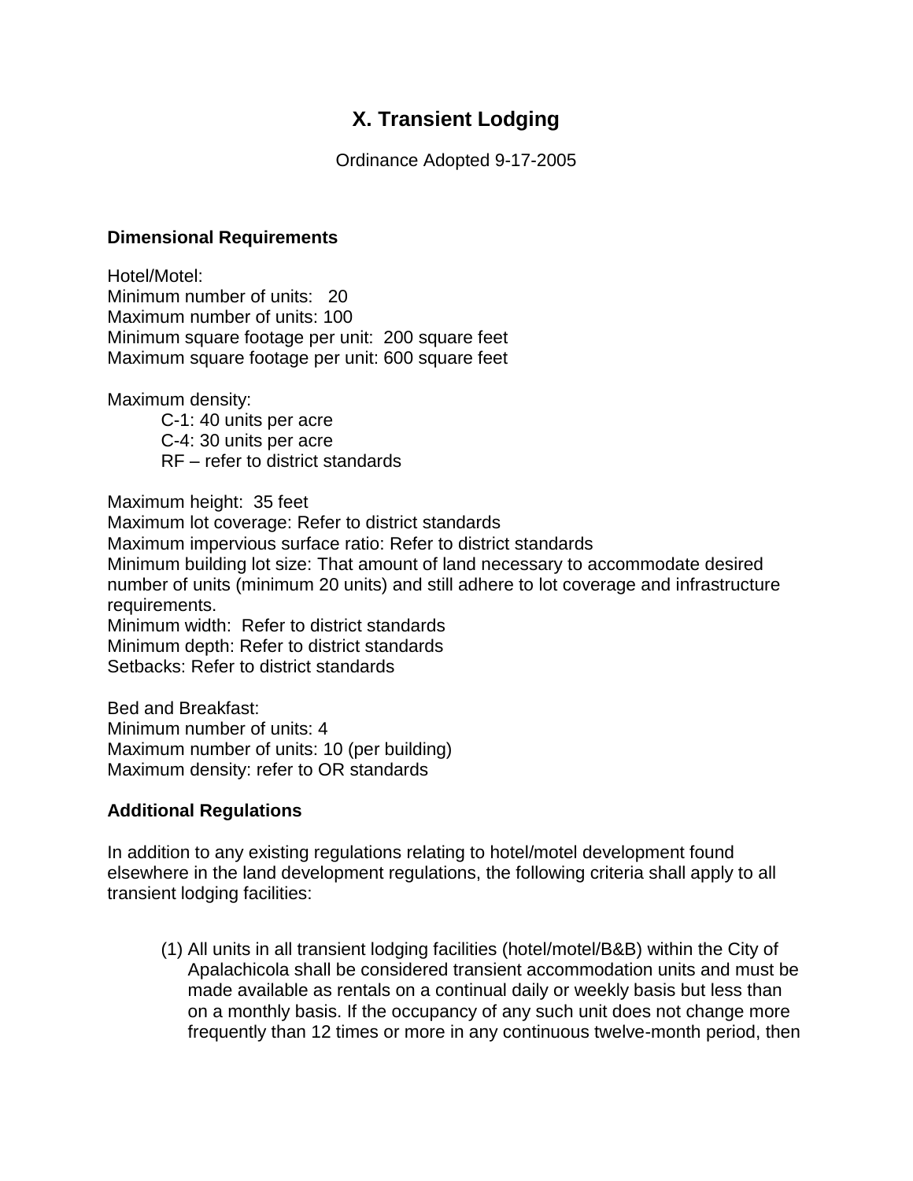# X. Transient Lodging

Ordinance Adopted 9-17-2005

**Dimensional Requirements**

Hotel/Motel:
Minimum number of units: 20
Maximum number of units: 100
Minimum square footage per unit: 200 square feet
Maximum square footage per unit: 600 square feet

Maximum density:
- C-1: 40 units per acre
- C-4: 30 units per acre
- RF – refer to district standards

Maximum height: 35 feet
Maximum lot coverage: Refer to district standards
Maximum impervious surface ratio: Refer to district standards
Minimum building lot size: That amount of land necessary to accommodate desired number of units (minimum 20 units) and still adhere to lot coverage and infrastructure requirements.
Minimum width: Refer to district standards
Minimum depth: Refer to district standards
Setbacks: Refer to district standards

Bed and Breakfast:
Minimum number of units: 4
Maximum number of units: 10 (per building)
Maximum density: refer to OR standards

**Additional Regulations**

In addition to any existing regulations relating to hotel/motel development found elsewhere in the land development regulations, the following criteria shall apply to all transient lodging facilities:

(1) All units in all transient lodging facilities (hotel/motel/B&B) within the City of Apalachicola shall be considered transient accommodation units and must be made available as rentals on a continual daily or weekly basis but less than on a monthly basis. If the occupancy of any such unit does not change more frequently than 12 times or more in any continuous twelve-month period, then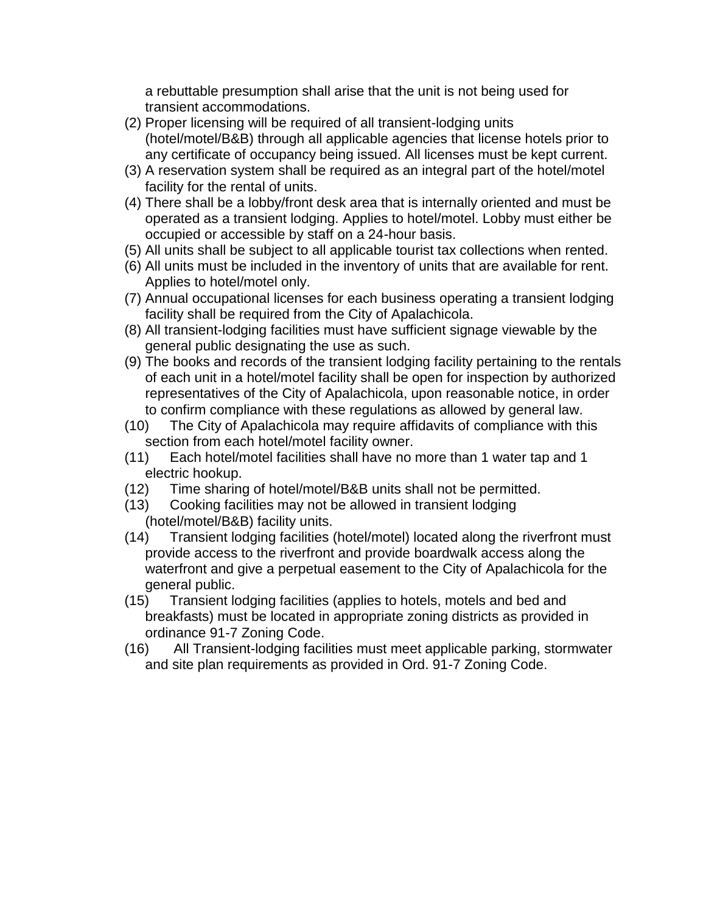a rebuttable presumption shall arise that the unit is not being used for transient accommodations.

(2) Proper licensing will be required of all transient-lodging units (hotel/motel/B&B) through all applicable agencies that license hotels prior to any certificate of occupancy being issued. All licenses must be kept current.

(3) A reservation system shall be required as an integral part of the hotel/motel facility for the rental of units.

(4) There shall be a lobby/front desk area that is internally oriented and must be operated as a transient lodging. Applies to hotel/motel. Lobby must either be occupied or accessible by staff on a 24-hour basis.

(5) All units shall be subject to all applicable tourist tax collections when rented.

(6) All units must be included in the inventory of units that are available for rent. Applies to hotel/motel only.

(7) Annual occupational licenses for each business operating a transient lodging facility shall be required from the City of Apalachicola.

(8) All transient-lodging facilities must have sufficient signage viewable by the general public designating the use as such.

(9) The books and records of the transient lodging facility pertaining to the rentals of each unit in a hotel/motel facility shall be open for inspection by authorized representatives of the City of Apalachicola, upon reasonable notice, in order to confirm compliance with these regulations as allowed by general law.

(10) The City of Apalachicola may require affidavits of compliance with this section from each hotel/motel facility owner.

(11) Each hotel/motel facilities shall have no more than 1 water tap and 1 electric hookup.

(12) Time sharing of hotel/motel/B&B units shall not be permitted.

(13) Cooking facilities may not be allowed in transient lodging (hotel/motel/B&B) facility units.

(14) Transient lodging facilities (hotel/motel) located along the riverfront must provide access to the riverfront and provide boardwalk access along the waterfront and give a perpetual easement to the City of Apalachicola for the general public.

(15) Transient lodging facilities (applies to hotels, motels and bed and breakfasts) must be located in appropriate zoning districts as provided in ordinance 91-7 Zoning Code.

(16) All Transient-lodging facilities must meet applicable parking, stormwater and site plan requirements as provided in Ord. 91-7 Zoning Code.